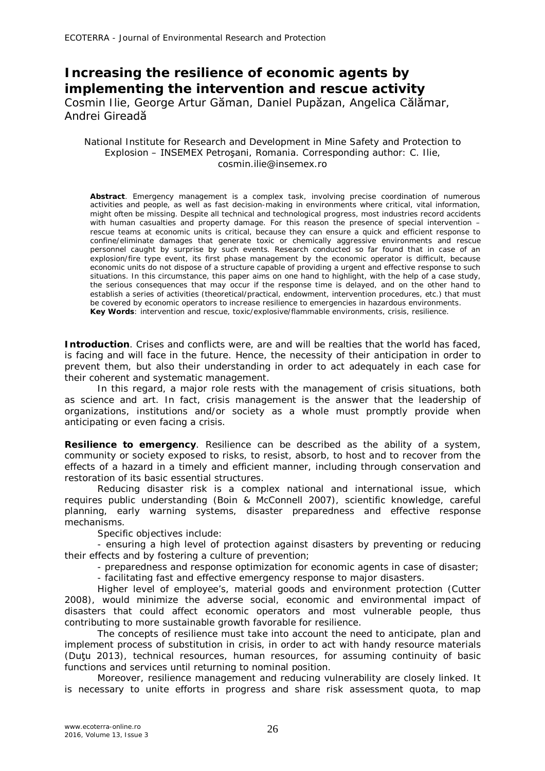# Increasing the resilience of economic agents by implementing the intervention and rescue activity

Cosmin Ilie, George Artur Găman, Daniel Pupăzan, Angelica Călămar, Andrei Gireadă

National Institute for Research and Development in Mine Safety and Protection to Explosion – INSEMEX Petroşani, Romania. Corresponding author: C. Ilie, cosmin.ilie@insemex.ro

**Abstract**. Emergency management is a complex task, involving precise coordination of numerous activities and people, as well as fast decision-making in environments where critical, vital information, might often be missing. Despite all technical and technological progress, most industries record accidents with human casualties and property damage. For this reason the presence of special intervention – rescue teams at economic units is critical, because they can ensure a quick and efficient response to confine/eliminate damages that generate toxic or chemically aggressive environments and rescue personnel caught by surprise by such events. Research conducted so far found that in case of an explosion/fire type event, its first phase management by the economic operator is difficult, because economic units do not dispose of a structure capable of providing a urgent and effective response to such situations. In this circumstance, this paper aims on one hand to highlight, with the help of a case study, the serious consequences that may occur if the response time is delayed, and on the other hand to establish a series of activities (theoretical/practical, endowment, intervention procedures, etc.) that must be covered by economic operators to increase resilience to emergencies in hazardous environments.

**Key Words**: intervention and rescue, toxic/explosive/flammable environments, crisis, resilience.

**Introduction**. Crises and conflicts were, are and will be realties that the world has faced, is facing and will face in the future. Hence, the necessity of their anticipation in order to prevent them, but also their understanding in order to act adequately in each case for their coherent and systematic management.

In this regard, a major role rests with the management of crisis situations, both as science and art. In fact, crisis management is the answer that the leadership of organizations, institutions and/or society as a whole must promptly provide when anticipating or even facing a crisis.

**Resilience to emergency**. Resilience can be described as the ability of a system, community or society exposed to risks, to resist, absorb, to host and to recover from the effects of a hazard in a timely and efficient manner, including through conservation and restoration of its basic essential structures.

Reducing disaster risk is a complex national and international issue, which requires public understanding (Boin & McConnell 2007), scientific knowledge, careful planning, early warning systems, disaster preparedness and effective response mechanisms.

Specific objectives include:

- ensuring a high level of protection against disasters by preventing or reducing their effects and by fostering a culture of prevention;
- preparedness and response optimization for economic agents in case of disaster;
- facilitating fast and effective emergency response to major disasters.

Higher level of employee's, material goods and environment protection (Cutter 2008), would minimize the adverse social, economic and environmental impact of disasters that could affect economic operators and most vulnerable people, thus contributing to more sustainable growth favorable for resilience.

The concepts of resilience must take into account the need to anticipate, plan and implement process of substitution in crisis, in order to act with handy resource materials (Duţu 2013), technical resources, human resources, for assuming continuity of basic functions and services until returning to nominal position.

Moreover, resilience management and reducing vulnerability are closely linked. It is necessary to unite efforts in progress and share risk assessment quota, to map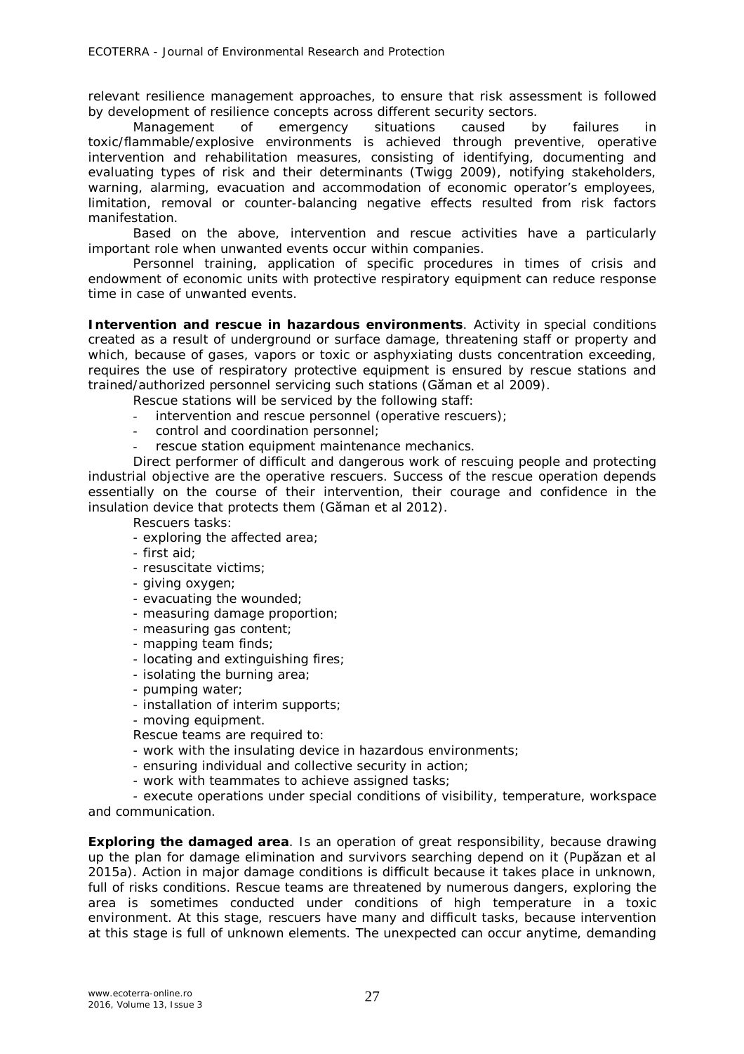relevant resilience management approaches, to ensure that risk assessment is followed by development of resilience concepts across different security sectors.

Management of emergency situations caused by failures in toxic/flammable/explosive environments is achieved through preventive, operative intervention and rehabilitation measures, consisting of identifying, documenting and evaluating types of risk and their determinants (Twigg 2009), notifying stakeholders, warning, alarming, evacuation and accommodation of economic operator's employees, limitation, removal or counter-balancing negative effects resulted from risk factors manifestation.

Based on the above, intervention and rescue activities have a particularly important role when unwanted events occur within companies.

Personnel training, application of specific procedures in times of crisis and endowment of economic units with protective respiratory equipment can reduce response time in case of unwanted events.

**Intervention and rescue in hazardous environments**. Activity in special conditions created as a result of underground or surface damage, threatening staff or property and which, because of gases, vapors or toxic or asphyxiating dusts concentration exceeding, requires the use of respiratory protective equipment is ensured by rescue stations and trained/authorized personnel servicing such stations (Găman et al 2009).

Rescue stations will be serviced by the following staff:

- intervention and rescue personnel (operative rescuers);
- control and coordination personnel;
- rescue station equipment maintenance mechanics.

Direct performer of difficult and dangerous work of rescuing people and protecting industrial objective are the operative rescuers. Success of the rescue operation depends essentially on the course of their intervention, their courage and confidence in the insulation device that protects them (Găman et al 2012).

Rescuers tasks:

- exploring the affected area;
- first aid;
- resuscitate victims;
- giving oxygen;
- evacuating the wounded;
- measuring damage proportion;
- measuring gas content;
- mapping team finds;
- locating and extinguishing fires;
- isolating the burning area;
- pumping water;
- installation of interim supports;
- moving equipment.

Rescue teams are required to:

- work with the insulating device in hazardous environments;
- ensuring individual and collective security in action;
- work with teammates to achieve assigned tasks;
- execute operations under special conditions of visibility, temperature, workspace and communication.

**Exploring the damaged area**. Is an operation of great responsibility, because drawing up the plan for damage elimination and survivors searching depend on it (Pupăzan et al 2015a). Action in major damage conditions is difficult because it takes place in unknown, full of risks conditions. Rescue teams are threatened by numerous dangers, exploring the area is sometimes conducted under conditions of high temperature in a toxic environment. At this stage, rescuers have many and difficult tasks, because intervention at this stage is full of unknown elements. The unexpected can occur anytime, demanding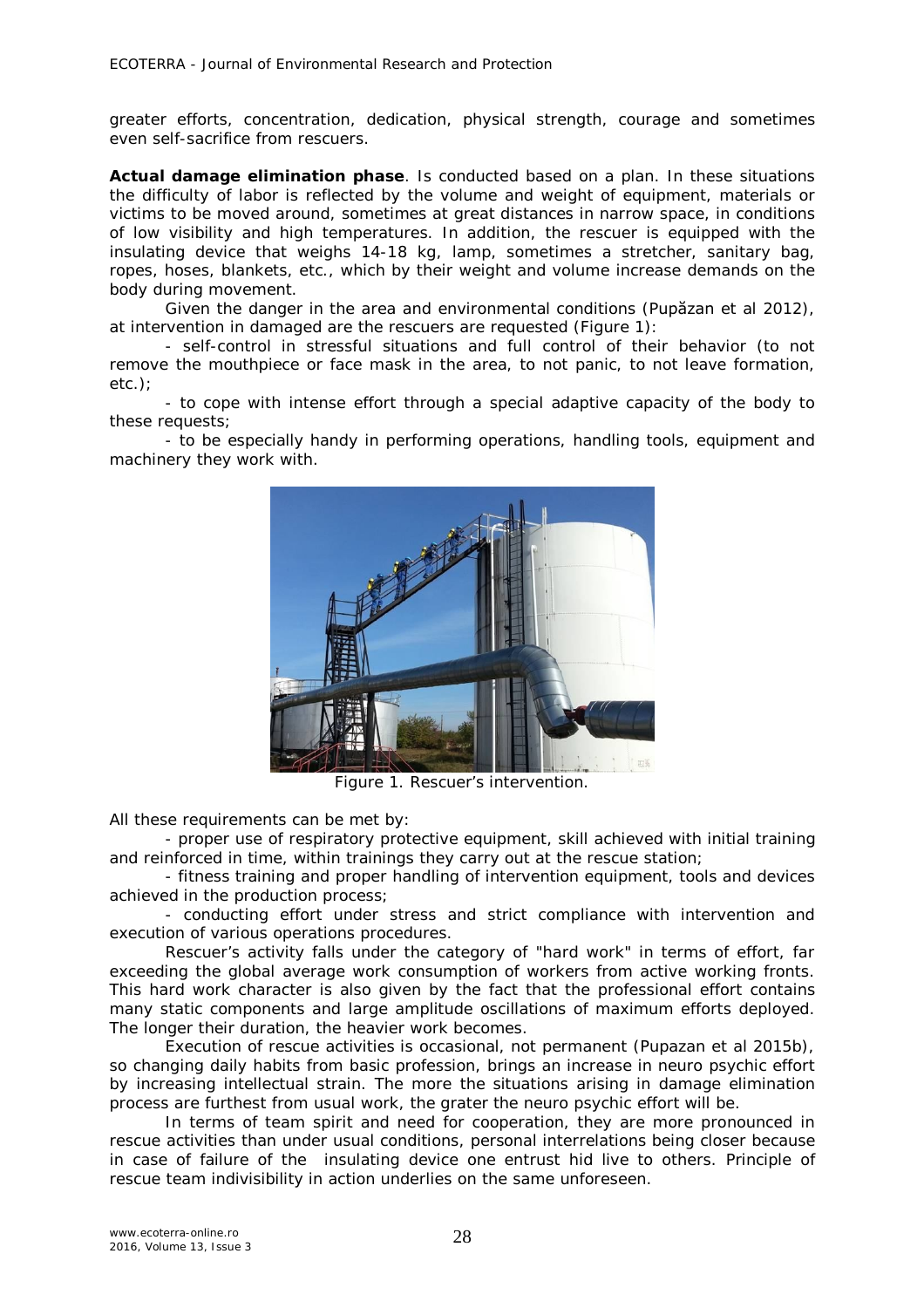greater efforts, concentration, dedication, physical strength, courage and sometimes even self-sacrifice from rescuers.

**Actual damage elimination phase**. Is conducted based on a plan. In these situations the difficulty of labor is reflected by the volume and weight of equipment, materials or victims to be moved around, sometimes at great distances in narrow space, in conditions of low visibility and high temperatures. In addition, the rescuer is equipped with the insulating device that weighs 14-18 kg, lamp, sometimes a stretcher, sanitary bag, ropes, hoses, blankets, etc., which by their weight and volume increase demands on the body during movement.

Given the danger in the area and environmental conditions (Pupǎzan et al 2012), at intervention in damaged are the rescuers are requested (Figure 1):

- self-control in stressful situations and full control of their behavior (to not remove the mouthpiece or face mask in the area, to not panic, to not leave formation, etc.);
- to cope with intense effort through a special adaptive capacity of the body to these requests;
- to be especially handy in performing operations, handling tools, equipment and machinery they work with.

Figure 1. Rescuer's intervention.

All these requirements can be met by:

- proper use of respiratory protective equipment, skill achieved with initial training and reinforced in time, within trainings they carry out at the rescue station;
- fitness training and proper handling of intervention equipment, tools and devices achieved in the production process;
- conducting effort under stress and strict compliance with intervention and execution of various operations procedures.

Rescuer's activity falls under the category of "hard work" in terms of effort, far exceeding the global average work consumption of workers from active working fronts. This hard work character is also given by the fact that the professional effort contains many static components and large amplitude oscillations of maximum efforts deployed. The longer their duration, the heavier work becomes.

Execution of rescue activities is occasional, not permanent (Pupazan et al 2015b), so changing daily habits from basic profession, brings an increase in neuro psychic effort by increasing intellectual strain. The more the situations arising in damage elimination process are furthest from usual work, the grater the neuro psychic effort will be.

In terms of team spirit and need for cooperation, they are more pronounced in rescue activities than under usual conditions, personal interrelations being closer because in case of failure of the insulating device one entrust hid live to others. Principle of rescue team indivisibility in action underlies on the same unforeseen.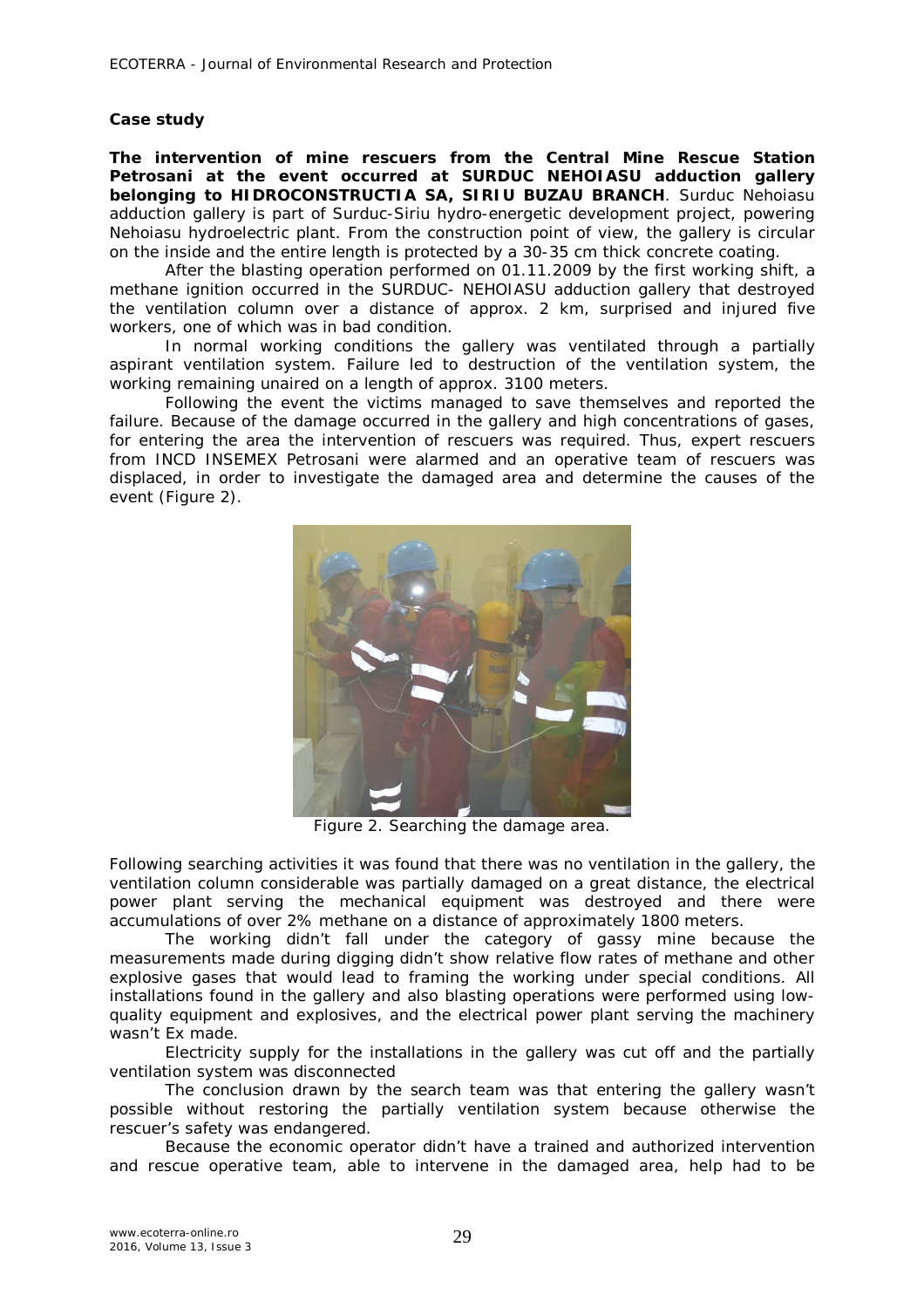**Case study**

**The intervention of mine rescuers from the Central Mine Rescue Station Petrosani at the event occurred at SURDUC NEHOIASU adduction gallery belonging to HIDROCONSTRUCTIA SA, SIRIU BUZAU BRANCH**. Surduc Nehoiasu adduction gallery is part of Surduc-Siriu hydro-energetic development project, powering Nehoiasu hydroelectric plant. From the construction point of view, the gallery is circular on the inside and the entire length is protected by a 30-35 cm thick concrete coating.

After the blasting operation performed on 01.11.2009 by the first working shift, a methane ignition occurred in the SURDUC- NEHOIASU adduction gallery that destroyed the ventilation column over a distance of approx. 2 km, surprised and injured five workers, one of which was in bad condition.

In normal working conditions the gallery was ventilated through a partially aspirant ventilation system. Failure led to destruction of the ventilation system, the working remaining unaired on a length of approx. 3100 meters.

Following the event the victims managed to save themselves and reported the failure. Because of the damage occurred in the gallery and high concentrations of gases, for entering the area the intervention of rescuers was required. Thus, expert rescuers from INCD INSEMEX Petrosani were alarmed and an operative team of rescuers was displaced, in order to investigate the damaged area and determine the causes of the event (Figure 2).

Figure 2. Searching the damage area.

Following searching activities it was found that there was no ventilation in the gallery, the ventilation column considerable was partially damaged on a great distance, the electrical power plant serving the mechanical equipment was destroyed and there were accumulations of over 2% methane on a distance of approximately 1800 meters.

The working didn't fall under the category of gassy mine because the measurements made during digging didn't show relative flow rates of methane and other explosive gases that would lead to framing the working under special conditions. All installations found in the gallery and also blasting operations were performed using low-quality equipment and explosives, and the electrical power plant serving the machinery wasn't Ex made.

Electricity supply for the installations in the gallery was cut off and the partially ventilation system was disconnected

The conclusion drawn by the search team was that entering the gallery wasn't possible without restoring the partially ventilation system because otherwise the rescuer's safety was endangered.

Because the economic operator didn't have a trained and authorized intervention and rescue operative team, able to intervene in the damaged area, help had to be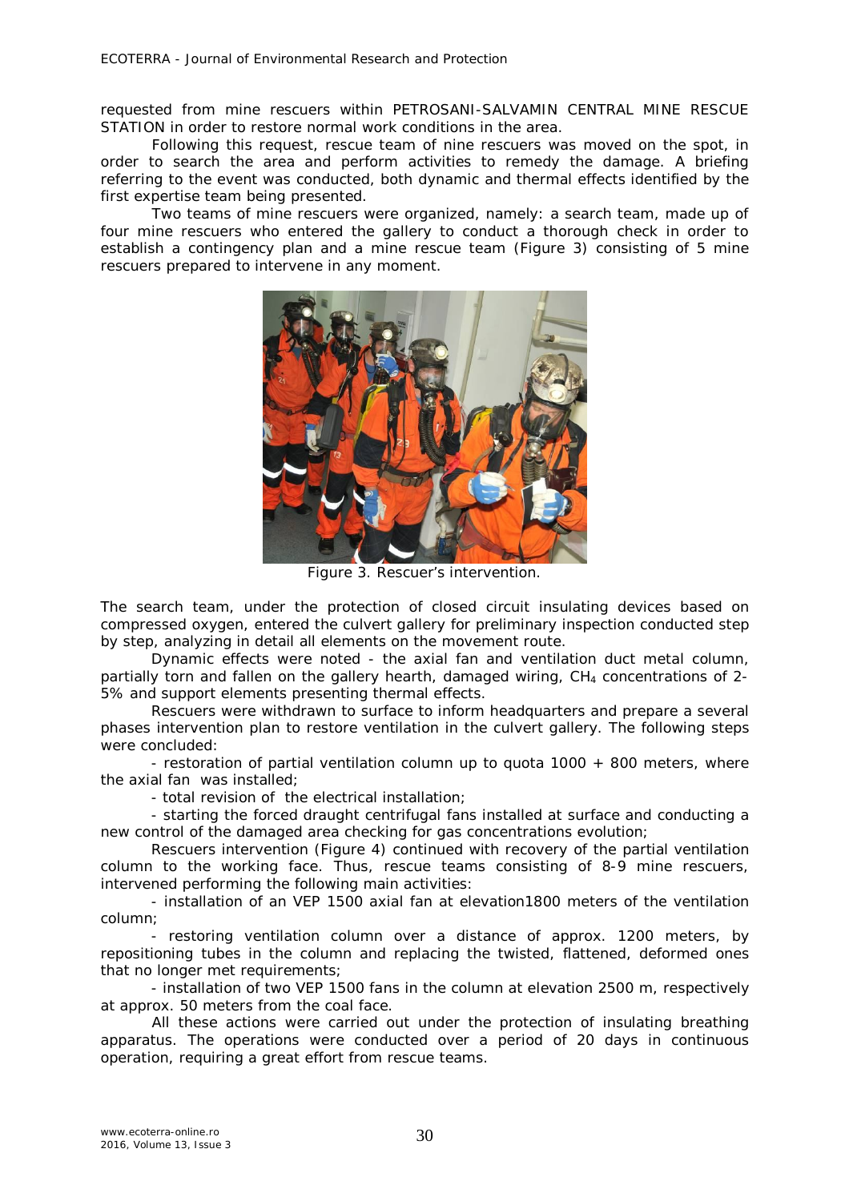requested from mine rescuers within PETROSANI-SALVAMIN CENTRAL MINE RESCUE STATION in order to restore normal work conditions in the area.

Following this request, rescue team of nine rescuers was moved on the spot, in order to search the area and perform activities to remedy the damage. A briefing referring to the event was conducted, both dynamic and thermal effects identified by the first expertise team being presented.

Two teams of mine rescuers were organized, namely: a search team, made up of four mine rescuers who entered the gallery to conduct a thorough check in order to establish a contingency plan and a mine rescue team (Figure 3) consisting of 5 mine rescuers prepared to intervene in any moment.

Figure 3. Rescuer's intervention.

The search team, under the protection of closed circuit insulating devices based on compressed oxygen, entered the culvert gallery for preliminary inspection conducted step by step, analyzing in detail all elements on the movement route.

Dynamic effects were noted - the axial fan and ventilation duct metal column, partially torn and fallen on the gallery hearth, damaged wiring, $CH_4$ concentrations of 2-5% and support elements presenting thermal effects.

Rescuers were withdrawn to surface to inform headquarters and prepare a several phases intervention plan to restore ventilation in the culvert gallery. The following steps were concluded:

- restoration of partial ventilation column up to quota 1000 + 800 meters, where the axial fan was installed;
- total revision of the electrical installation;
- starting the forced draught centrifugal fans installed at surface and conducting a new control of the damaged area checking for gas concentrations evolution;

Rescuers intervention (Figure 4) continued with recovery of the partial ventilation column to the working face. Thus, rescue teams consisting of 8-9 mine rescuers, intervened performing the following main activities:

- installation of an VEP 1500 axial fan at elevation1800 meters of the ventilation column;
- restoring ventilation column over a distance of approx. 1200 meters, by repositioning tubes in the column and replacing the twisted, flattened, deformed ones that no longer met requirements;
- installation of two VEP 1500 fans in the column at elevation 2500 m, respectively at approx. 50 meters from the coal face.

All these actions were carried out under the protection of insulating breathing apparatus. The operations were conducted over a period of 20 days in continuous operation, requiring a great effort from rescue teams.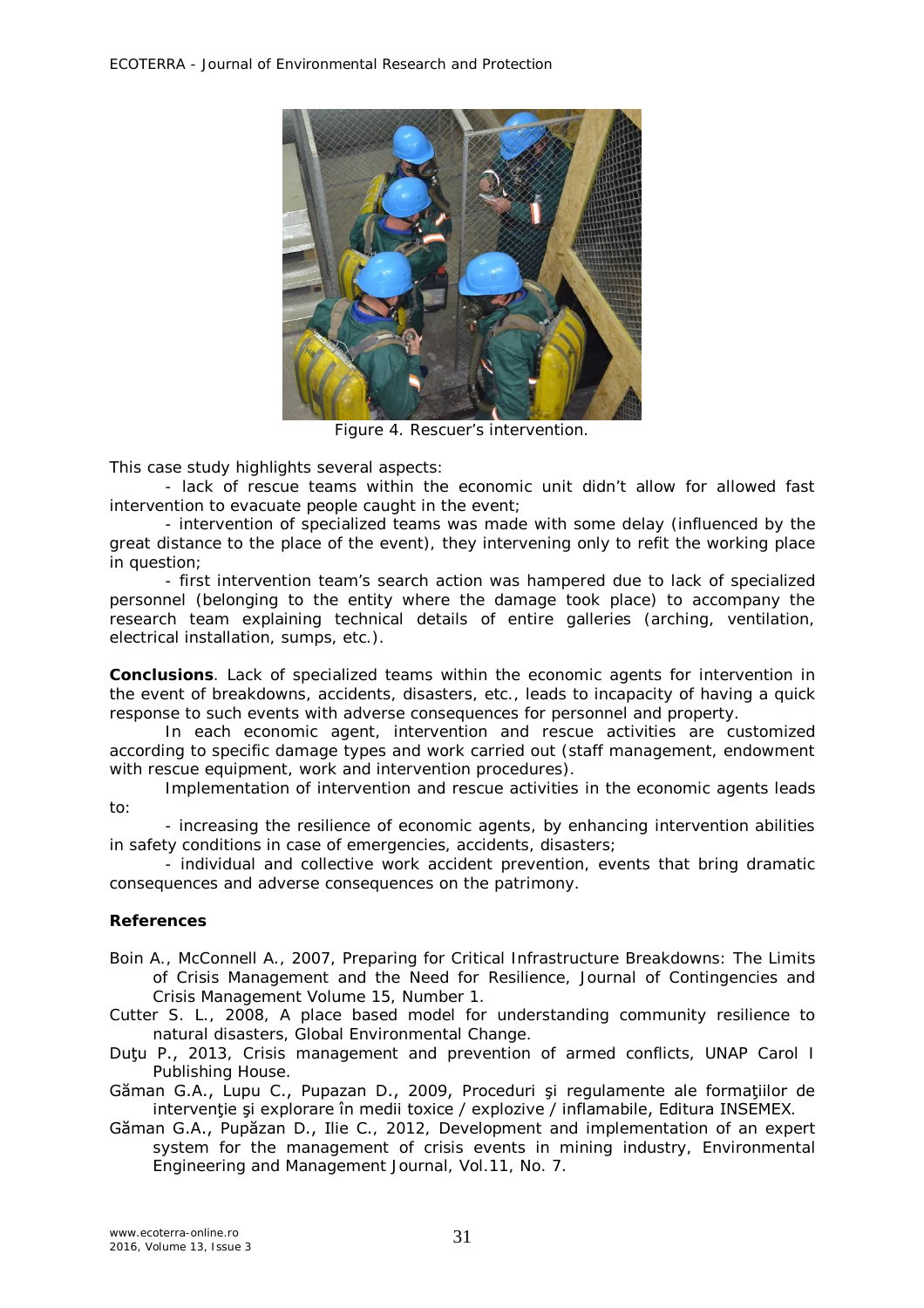Figure 4. Rescuer's intervention.

This case study highlights several aspects:

- lack of rescue teams within the economic unit didn't allow for allowed fast intervention to evacuate people caught in the event;
- intervention of specialized teams was made with some delay (influenced by the great distance to the place of the event), they intervening only to refit the working place in question;
- first intervention team's search action was hampered due to lack of specialized personnel (belonging to the entity where the damage took place) to accompany the research team explaining technical details of entire galleries (arching, ventilation, electrical installation, sumps, etc.).

**Conclusions**. Lack of specialized teams within the economic agents for intervention in the event of breakdowns, accidents, disasters, etc., leads to incapacity of having a quick response to such events with adverse consequences for personnel and property.

In each economic agent, intervention and rescue activities are customized according to specific damage types and work carried out (staff management, endowment with rescue equipment, work and intervention procedures).

Implementation of intervention and rescue activities in the economic agents leads to:

- increasing the resilience of economic agents, by enhancing intervention abilities in safety conditions in case of emergencies, accidents, disasters;
- individual and collective work accident prevention, events that bring dramatic consequences and adverse consequences on the patrimony.

**References**

Boin A., McConnell A., 2007, Preparing for Critical Infrastructure Breakdowns: The Limits of Crisis Management and the Need for Resilience, Journal of Contingencies and Crisis Management Volume 15, Number 1.

Cutter S. L., 2008, A place based model for understanding community resilience to natural disasters, Global Environmental Change.

Duţu P., 2013, Crisis management and prevention of armed conflicts, UNAP Carol I Publishing House.

Găman G.A., Lupu C., Pupazan D., 2009, Proceduri şi regulamente ale formaţiilor de intervenţie şi explorare în medii toxice / explozive / inflamabile, Editura INSEMEX.

Găman G.A., Pupăzan D., Ilie C., 2012, Development and implementation of an expert system for the management of crisis events in mining industry, Environmental Engineering and Management Journal, Vol.11, No. 7.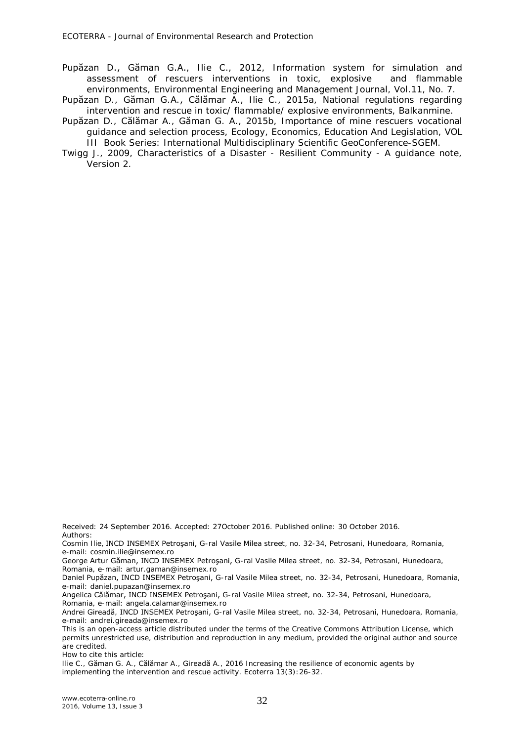Pupăzan D., Găman G.A., Ilie C., 2012, Information system for simulation and assessment of rescuers interventions in toxic, explosive and flammable environments, Environmental Engineering and Management Journal, Vol.11, No. 7.

Pupăzan D., Găman G.A., Călămar A., Ilie C., 2015a, National regulations regarding intervention and rescue in toxic/ flammable/ explosive environments, Balkanmine.

Pupăzan D., Călămar A., Găman G. A., 2015b, Importance of mine rescuers vocational guidance and selection process, Ecology, Economics, Education And Legislation, VOL III Book Series: International Multidisciplinary Scientific GeoConference-SGEM.

Twigg J., 2009, Characteristics of a Disaster - Resilient Community - A guidance note, Version 2.

Received: 24 September 2016. Accepted: 27October 2016. Published online: 30 October 2016.

Authors:

Cosmin Ilie, INCD INSEMEX Petroşani, G-ral Vasile Milea street, no. 32-34, Petrosani, Hunedoara, Romania, e-mail: cosmin.ilie@insemex.ro

George Artur Găman, INCD INSEMEX Petroşani, G-ral Vasile Milea street, no. 32-34, Petrosani, Hunedoara, Romania, e-mail: artur.gaman@insemex.ro

Daniel Pupăzan, INCD INSEMEX Petroşani, G-ral Vasile Milea street, no. 32-34, Petrosani, Hunedoara, Romania, e-mail: daniel.pupazan@insemex.ro

Angelica Călămar, INCD INSEMEX Petroşani, G-ral Vasile Milea street, no. 32-34, Petrosani, Hunedoara, Romania, e-mail: angela.calamar@insemex.ro

Andrei Gireadă, INCD INSEMEX Petroşani, G-ral Vasile Milea street, no. 32-34, Petrosani, Hunedoara, Romania, e-mail: andrei.gireada@insemex.ro

This is an open-access article distributed under the terms of the Creative Commons Attribution License, which permits unrestricted use, distribution and reproduction in any medium, provided the original author and source are credited.

How to cite this article:

Ilie C., Găman G. A., Călămar A., Gireadă A., 2016 Increasing the resilience of economic agents by implementing the intervention and rescue activity. Ecoterra 13(3):26-32.